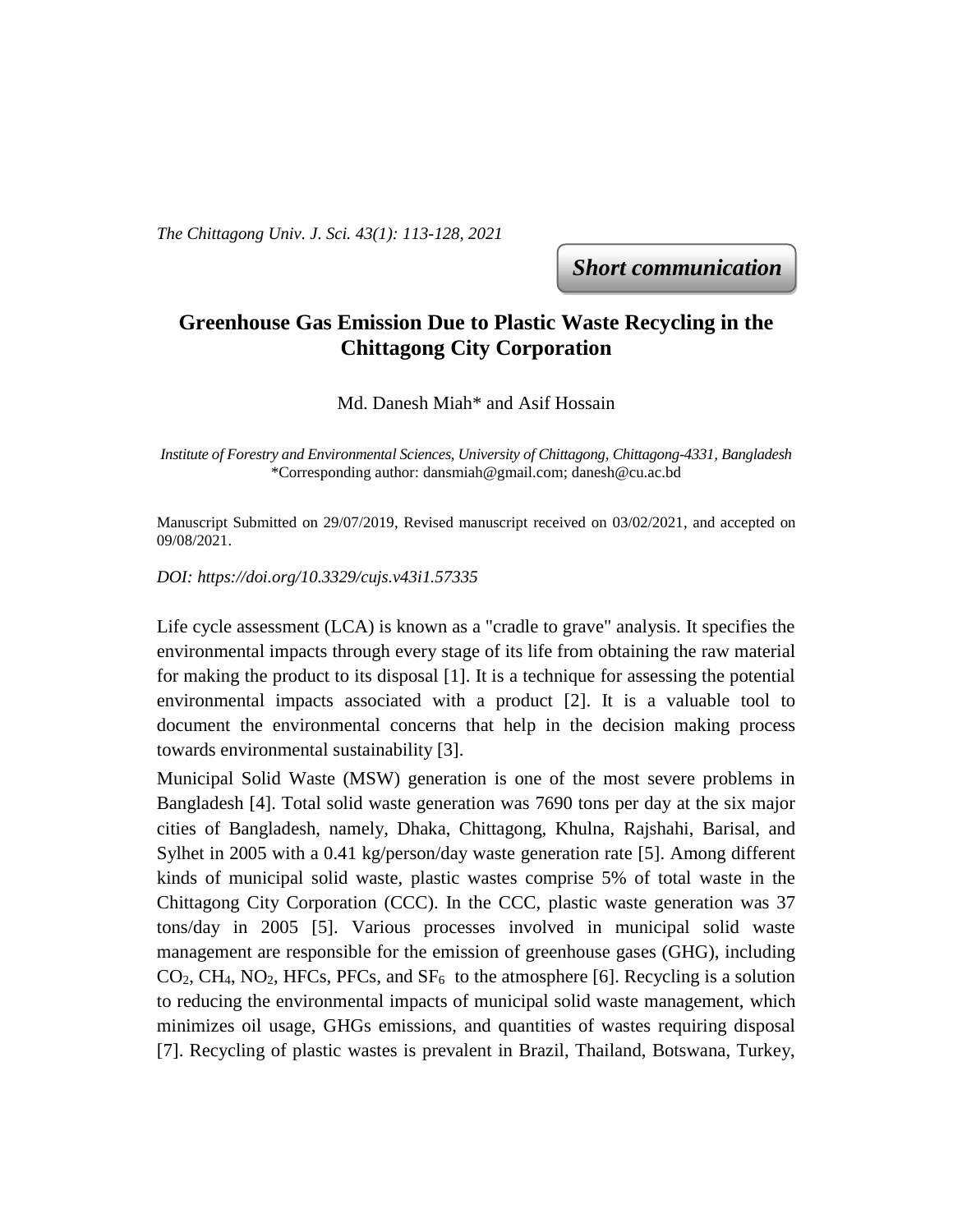*Short communication*

# Greenhouse Gas Emission Due to Plastic Waste Recycling in the Chittagong City Corporation

Md. Danesh Miah* and Asif Hossain

*Institute of Forestry and Environmental Sciences, University of Chittagong, Chittagong-4331, Bangladesh*
*Corresponding author: dansmiah@gmail.com; danesh@cu.ac.bd

Manuscript Submitted on 29/07/2019, Revised manuscript received on 03/02/2021, and accepted on 09/08/2021.

*DOI: https://doi.org/10.3329/cujs.v43i1.57335*

Life cycle assessment (LCA) is known as a "cradle to grave" analysis. It specifies the environmental impacts through every stage of its life from obtaining the raw material for making the product to its disposal [1]. It is a technique for assessing the potential environmental impacts associated with a product [2]. It is a valuable tool to document the environmental concerns that help in the decision making process towards environmental sustainability [3].

Municipal Solid Waste (MSW) generation is one of the most severe problems in Bangladesh [4]. Total solid waste generation was 7690 tons per day at the six major cities of Bangladesh, namely, Dhaka, Chittagong, Khulna, Rajshahi, Barisal, and Sylhet in 2005 with a 0.41 kg/person/day waste generation rate [5]. Among different kinds of municipal solid waste, plastic wastes comprise 5% of total waste in the Chittagong City Corporation (CCC). In the CCC, plastic waste generation was 37 tons/day in 2005 [5]. Various processes involved in municipal solid waste management are responsible for the emission of greenhouse gases (GHG), including $CO_2$, $CH_4$, $NO_2$, HFCs, PFCs, and $SF_6$ to the atmosphere [6]. Recycling is a solution to reducing the environmental impacts of municipal solid waste management, which minimizes oil usage, GHGs emissions, and quantities of wastes requiring disposal [7]. Recycling of plastic wastes is prevalent in Brazil, Thailand, Botswana, Turkey,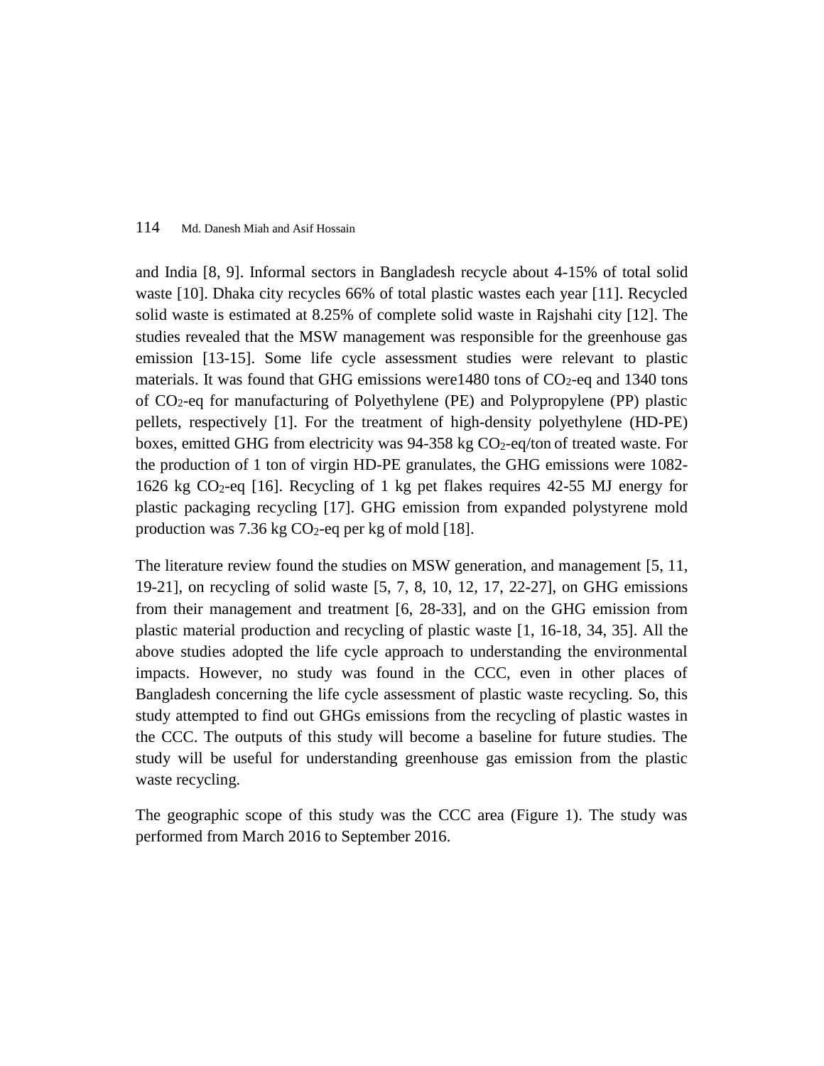and India [8, 9]. Informal sectors in Bangladesh recycle about 4-15% of total solid waste [10]. Dhaka city recycles 66% of total plastic wastes each year [11]. Recycled solid waste is estimated at 8.25% of complete solid waste in Rajshahi city [12]. The studies revealed that the MSW management was responsible for the greenhouse gas emission [13-15]. Some life cycle assessment studies were relevant to plastic materials. It was found that GHG emissions were1480 tons of $CO_2$-eq and 1340 tons of $CO_2$-eq for manufacturing of Polyethylene (PE) and Polypropylene (PP) plastic pellets, respectively [1]. For the treatment of high-density polyethylene (HD-PE) boxes, emitted GHG from electricity was 94-358 kg $CO_2$-eq/ton of treated waste. For the production of 1 ton of virgin HD-PE granulates, the GHG emissions were 1082-1626 kg $CO_2$-eq [16]. Recycling of 1 kg pet flakes requires 42-55 MJ energy for plastic packaging recycling [17]. GHG emission from expanded polystyrene mold production was 7.36 kg $CO_2$-eq per kg of mold [18].

The literature review found the studies on MSW generation, and management [5, 11, 19-21], on recycling of solid waste [5, 7, 8, 10, 12, 17, 22-27], on GHG emissions from their management and treatment [6, 28-33], and on the GHG emission from plastic material production and recycling of plastic waste [1, 16-18, 34, 35]. All the above studies adopted the life cycle approach to understanding the environmental impacts. However, no study was found in the CCC, even in other places of Bangladesh concerning the life cycle assessment of plastic waste recycling. So, this study attempted to find out GHGs emissions from the recycling of plastic wastes in the CCC. The outputs of this study will become a baseline for future studies. The study will be useful for understanding greenhouse gas emission from the plastic waste recycling.

The geographic scope of this study was the CCC area (Figure 1). The study was performed from March 2016 to September 2016.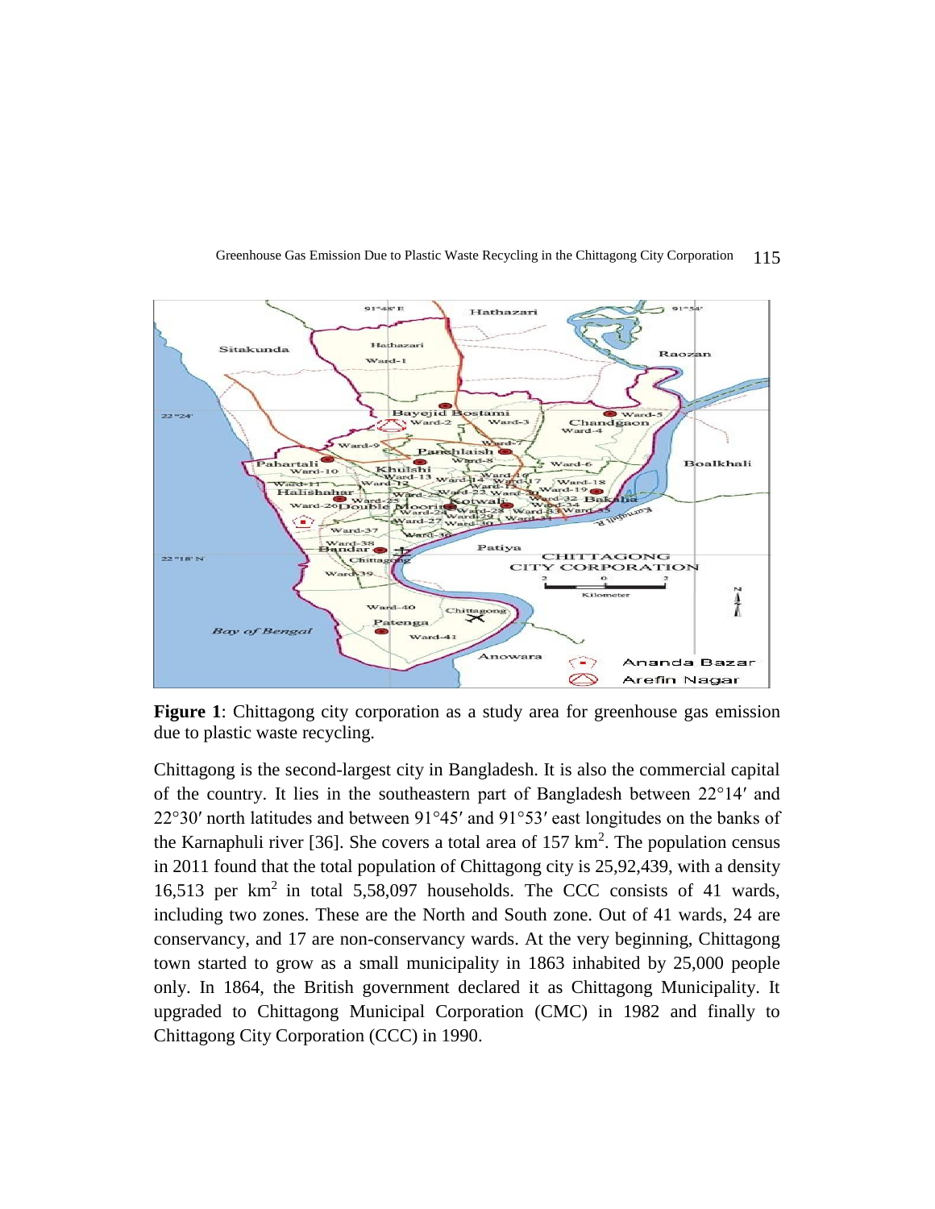**Figure 1**: Chittagong city corporation as a study area for greenhouse gas emission due to plastic waste recycling.

Chittagong is the second-largest city in Bangladesh. It is also the commercial capital of the country. It lies in the southeastern part of Bangladesh between 22°14′ and 22°30′ north latitudes and between 91°45′ and 91°53′ east longitudes on the banks of the Karnaphuli river [36]. She covers a total area of 157 $km^2$. The population census in 2011 found that the total population of Chittagong city is 25,92,439, with a density 16,513 per $km^2$ in total 5,58,097 households. The CCC consists of 41 wards, including two zones. These are the North and South zone. Out of 41 wards, 24 are conservancy, and 17 are non-conservancy wards. At the very beginning, Chittagong town started to grow as a small municipality in 1863 inhabited by 25,000 people only. In 1864, the British government declared it as Chittagong Municipality. It upgraded to Chittagong Municipal Corporation (CMC) in 1982 and finally to Chittagong City Corporation (CCC) in 1990.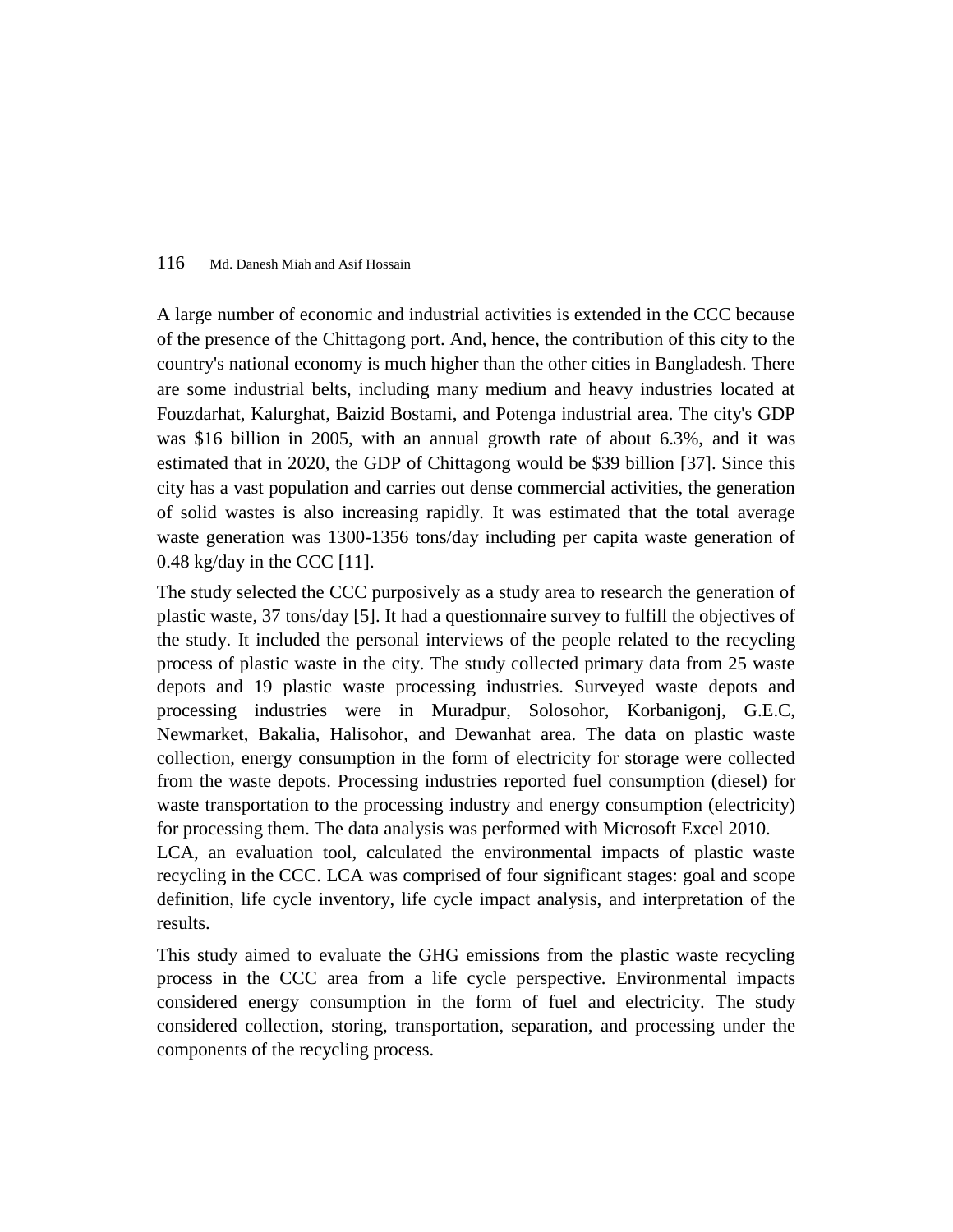A large number of economic and industrial activities is extended in the CCC because of the presence of the Chittagong port. And, hence, the contribution of this city to the country's national economy is much higher than the other cities in Bangladesh. There are some industrial belts, including many medium and heavy industries located at Fouzdarhat, Kalurghat, Baizid Bostami, and Potenga industrial area. The city's GDP was $16 billion in 2005, with an annual growth rate of about 6.3%, and it was estimated that in 2020, the GDP of Chittagong would be $39 billion [37]. Since this city has a vast population and carries out dense commercial activities, the generation of solid wastes is also increasing rapidly. It was estimated that the total average waste generation was 1300-1356 tons/day including per capita waste generation of 0.48 kg/day in the CCC [11].

The study selected the CCC purposively as a study area to research the generation of plastic waste, 37 tons/day [5]. It had a questionnaire survey to fulfill the objectives of the study. It included the personal interviews of the people related to the recycling process of plastic waste in the city. The study collected primary data from 25 waste depots and 19 plastic waste processing industries. Surveyed waste depots and processing industries were in Muradpur, Solosohor, Korbanigonj, G.E.C, Newmarket, Bakalia, Halisohor, and Dewanhat area. The data on plastic waste collection, energy consumption in the form of electricity for storage were collected from the waste depots. Processing industries reported fuel consumption (diesel) for waste transportation to the processing industry and energy consumption (electricity) for processing them. The data analysis was performed with Microsoft Excel 2010.

LCA, an evaluation tool, calculated the environmental impacts of plastic waste recycling in the CCC. LCA was comprised of four significant stages: goal and scope definition, life cycle inventory, life cycle impact analysis, and interpretation of the results.

This study aimed to evaluate the GHG emissions from the plastic waste recycling process in the CCC area from a life cycle perspective. Environmental impacts considered energy consumption in the form of fuel and electricity. The study considered collection, storing, transportation, separation, and processing under the components of the recycling process.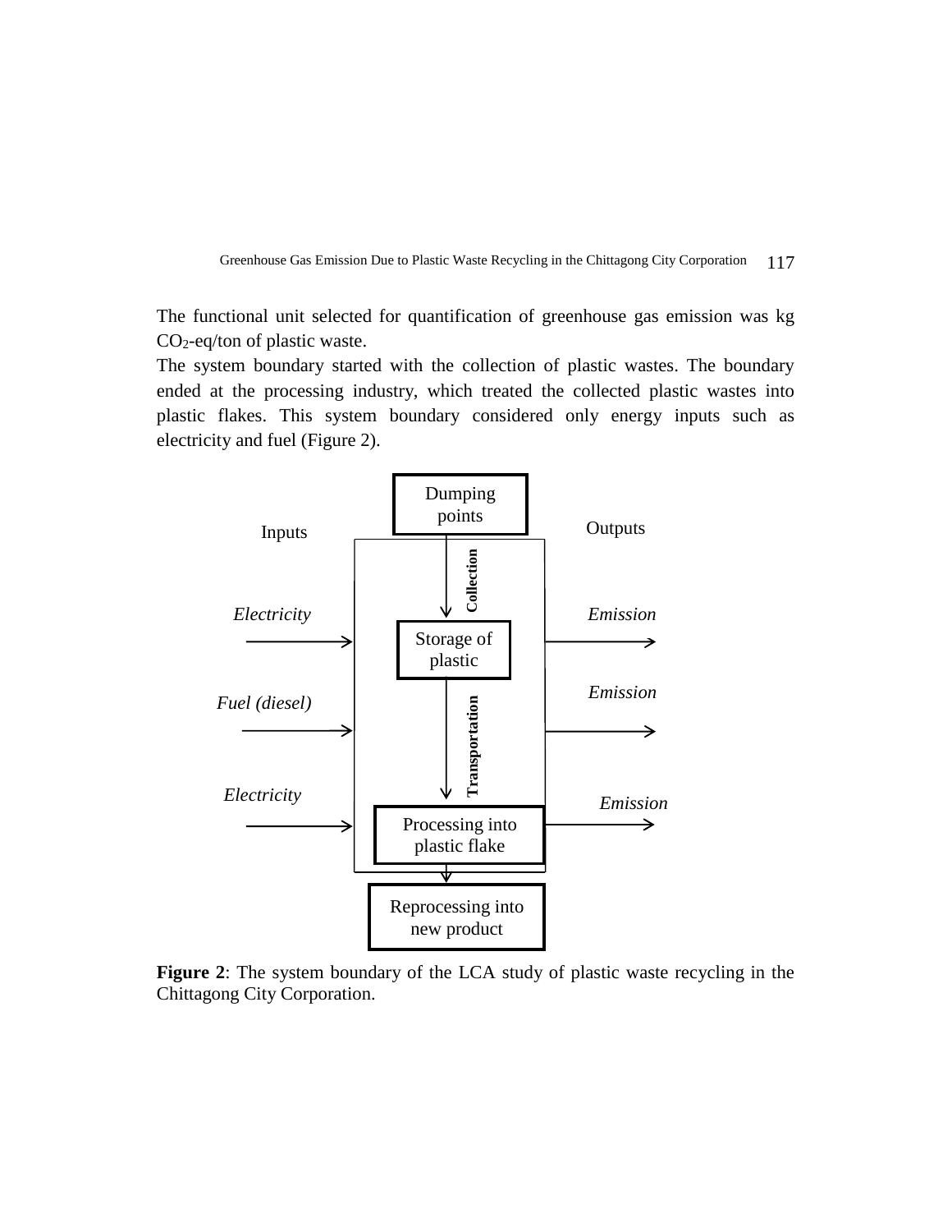The functional unit selected for quantification of greenhouse gas emission was kg $CO_2$-eq/ton of plastic waste.

The system boundary started with the collection of plastic wastes. The boundary ended at the processing industry, which treated the collected plastic wastes into plastic flakes. This system boundary considered only energy inputs such as electricity and fuel (Figure 2).

Dumping points

Inputs

Outputs

Collection

*Electricity*

*Emission*

Storage of plastic

*Emission*

*Fuel (diesel)*

Transportation

*Electricity*

*Emission*

Processing into plastic flake

Reprocessing into new product

**Figure 2**: The system boundary of the LCA study of plastic waste recycling in the Chittagong City Corporation.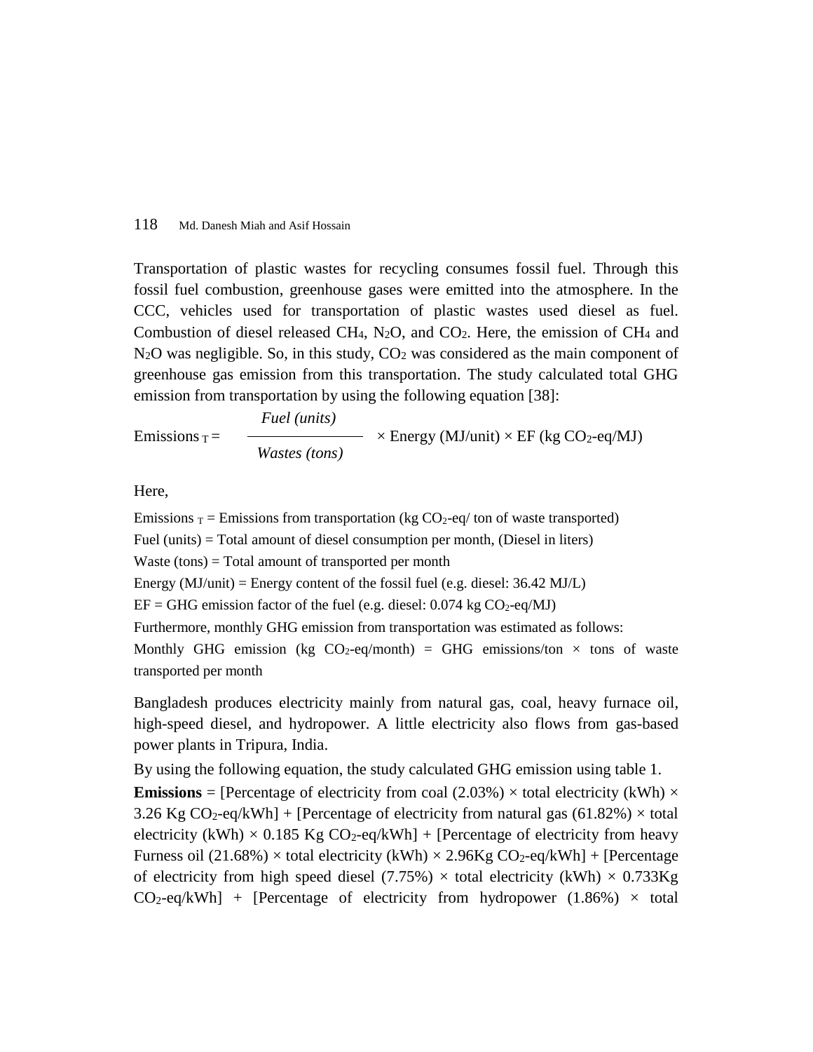Transportation of plastic wastes for recycling consumes fossil fuel. Through this fossil fuel combustion, greenhouse gases were emitted into the atmosphere. In the CCC, vehicles used for transportation of plastic wastes used diesel as fuel. Combustion of diesel released $CH_4$, $N_2O$, and $CO_2$. Here, the emission of $CH_4$ and $N_2O$ was negligible. So, in this study, $CO_2$ was considered as the main component of greenhouse gas emission from this transportation. The study calculated total GHG emission from transportation by using the following equation [38]:

$$\text{Emissions}_T = \frac{\textit{Fuel (units)}}{\textit{Wastes (tons)}} \times \text{Energy (MJ/unit)} \times \text{EF (kg } CO_2\text{-eq/MJ)}$$

Here,

$\text{Emissions}_T$ = Emissions from transportation (kg $CO_2$-eq/ ton of waste transported)

Fuel (units) = Total amount of diesel consumption per month, (Diesel in liters)

Waste (tons) = Total amount of transported per month

Energy (MJ/unit) = Energy content of the fossil fuel (e.g. diesel: 36.42 MJ/L)

EF = GHG emission factor of the fuel (e.g. diesel: 0.074 kg $CO_2$-eq/MJ)

Furthermore, monthly GHG emission from transportation was estimated as follows:

Monthly GHG emission (kg $CO_2$-eq/month) = GHG emissions/ton × tons of waste transported per month

Bangladesh produces electricity mainly from natural gas, coal, heavy furnace oil, high-speed diesel, and hydropower. A little electricity also flows from gas-based power plants in Tripura, India.

By using the following equation, the study calculated GHG emission using table 1.

**Emissions** = [Percentage of electricity from coal (2.03%) × total electricity (kWh) × 3.26 Kg $CO_2$-eq/kWh] + [Percentage of electricity from natural gas (61.82%) × total electricity (kWh) × 0.185 Kg $CO_2$-eq/kWh] + [Percentage of electricity from heavy Furness oil (21.68%) × total electricity (kWh) × 2.96Kg $CO_2$-eq/kWh] + [Percentage of electricity from high speed diesel (7.75%) × total electricity (kWh) × 0.733Kg $CO_2$-eq/kWh] + [Percentage of electricity from hydropower (1.86%) × total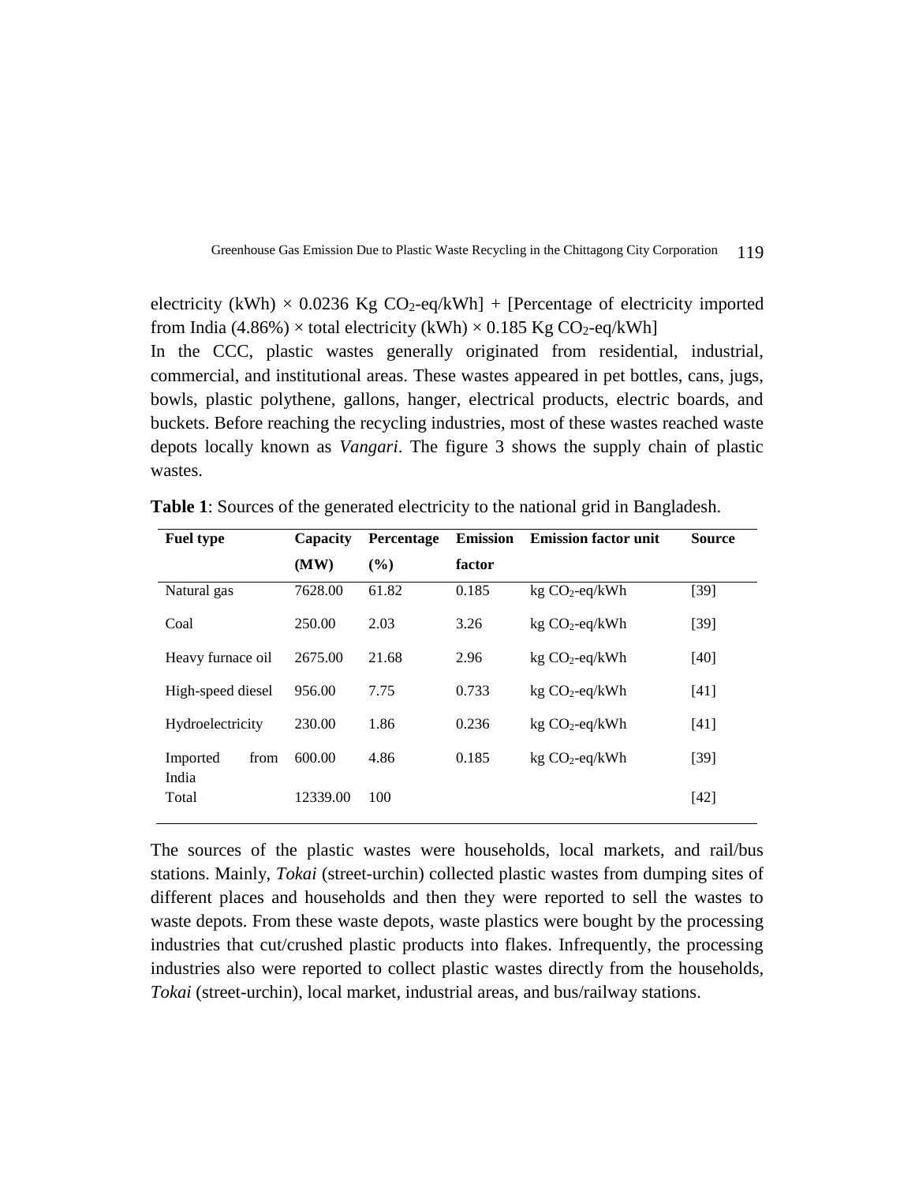electricity (kWh) × 0.0236 Kg $CO_2$-eq/kWh] + [Percentage of electricity imported from India (4.86%) × total electricity (kWh) × 0.185 Kg $CO_2$-eq/kWh]

In the CCC, plastic wastes generally originated from residential, industrial, commercial, and institutional areas. These wastes appeared in pet bottles, cans, jugs, bowls, plastic polythene, gallons, hanger, electrical products, electric boards, and buckets. Before reaching the recycling industries, most of these wastes reached waste depots locally known as *Vangari*. The figure 3 shows the supply chain of plastic wastes.

**Table 1**: Sources of the generated electricity to the national grid in Bangladesh.

| Fuel type | Capacity (MW) | Percentage (%) | Emission factor | Emission factor unit | Source |
|---|---|---|---|---|---|
| Natural gas | 7628.00 | 61.82 | 0.185 | kg $CO_2$-eq/kWh | [39] |
| Coal | 250.00 | 2.03 | 3.26 | kg $CO_2$-eq/kWh | [39] |
| Heavy furnace oil | 2675.00 | 21.68 | 2.96 | kg $CO_2$-eq/kWh | [40] |
| High-speed diesel | 956.00 | 7.75 | 0.733 | kg $CO_2$-eq/kWh | [41] |
| Hydroelectricity | 230.00 | 1.86 | 0.236 | kg $CO_2$-eq/kWh | [41] |
| Imported from India | 600.00 | 4.86 | 0.185 | kg $CO_2$-eq/kWh | [39] |
| Total | 12339.00 | 100 | | | [42] |

The sources of the plastic wastes were households, local markets, and rail/bus stations. Mainly, *Tokai* (street-urchin) collected plastic wastes from dumping sites of different places and households and then they were reported to sell the wastes to waste depots. From these waste depots, waste plastics were bought by the processing industries that cut/crushed plastic products into flakes. Infrequently, the processing industries also were reported to collect plastic wastes directly from the households, *Tokai* (street-urchin), local market, industrial areas, and bus/railway stations.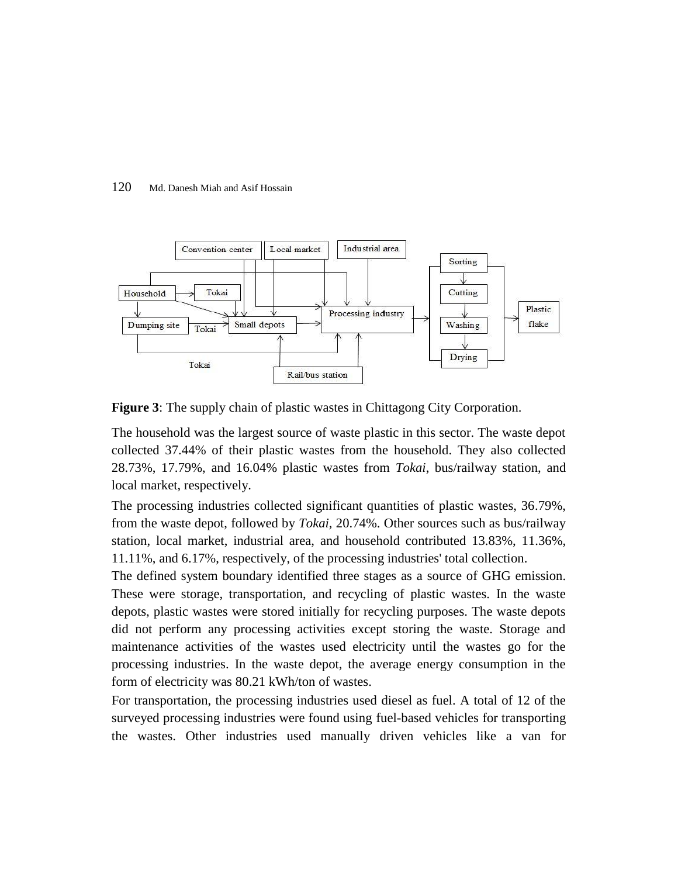Convention center
Local market
Industrial area
Sorting
Household
Tokai
Cutting
Processing industry
Plastic flake
Dumping site
Tokai
Small depots
Washing
Drying
Tokai
Rail/bus station

**Figure 3**: The supply chain of plastic wastes in Chittagong City Corporation.

The household was the largest source of waste plastic in this sector. The waste depot collected 37.44% of their plastic wastes from the household. They also collected 28.73%, 17.79%, and 16.04% plastic wastes from *Tokai*, bus/railway station, and local market, respectively.

The processing industries collected significant quantities of plastic wastes, 36.79%, from the waste depot, followed by *Tokai*, 20.74%. Other sources such as bus/railway station, local market, industrial area, and household contributed 13.83%, 11.36%, 11.11%, and 6.17%, respectively, of the processing industries' total collection.

The defined system boundary identified three stages as a source of GHG emission. These were storage, transportation, and recycling of plastic wastes. In the waste depots, plastic wastes were stored initially for recycling purposes. The waste depots did not perform any processing activities except storing the waste. Storage and maintenance activities of the wastes used electricity until the wastes go for the processing industries. In the waste depot, the average energy consumption in the form of electricity was 80.21 kWh/ton of wastes.

For transportation, the processing industries used diesel as fuel. A total of 12 of the surveyed processing industries were found using fuel-based vehicles for transporting the wastes. Other industries used manually driven vehicles like a van for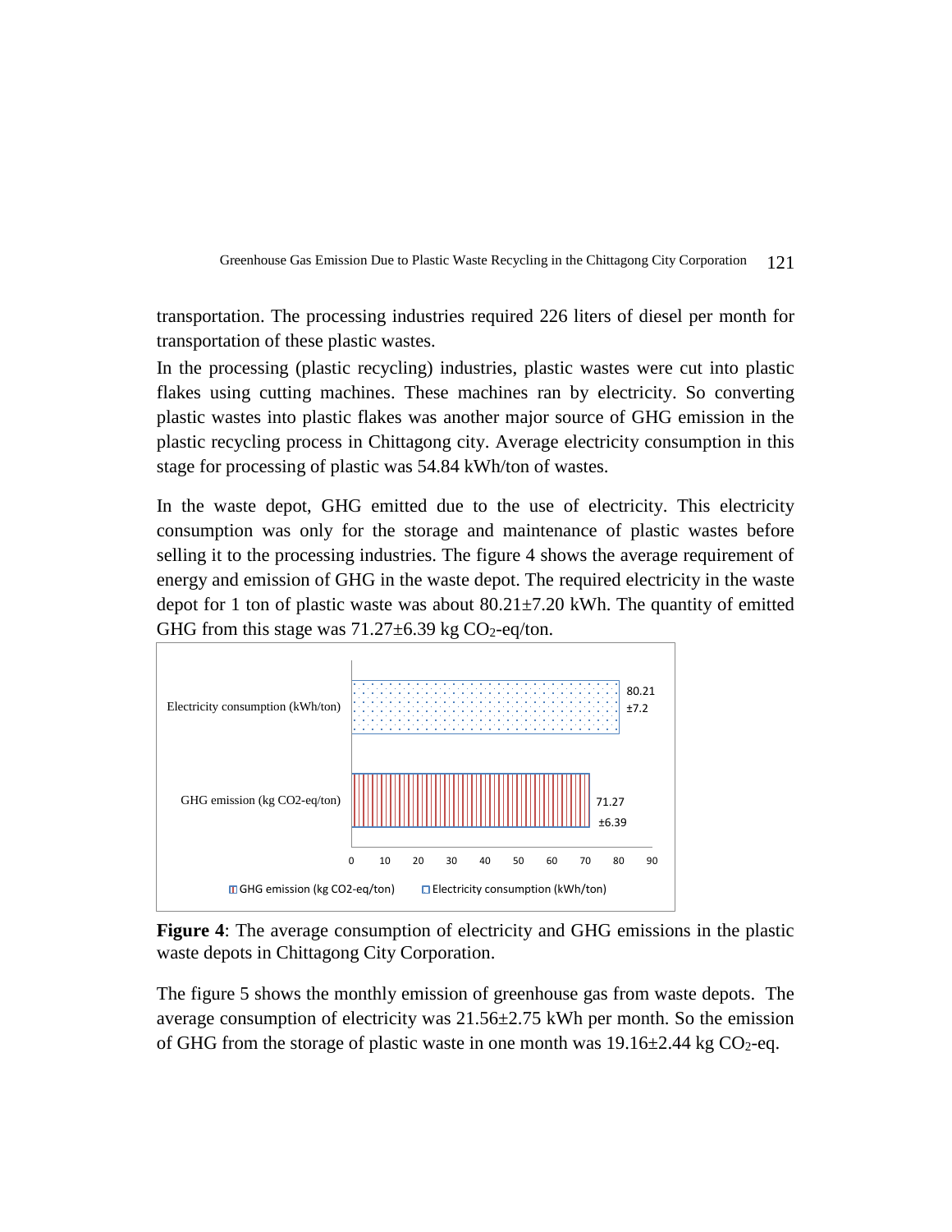transportation. The processing industries required 226 liters of diesel per month for transportation of these plastic wastes.

In the processing (plastic recycling) industries, plastic wastes were cut into plastic flakes using cutting machines. These machines ran by electricity. So converting plastic wastes into plastic flakes was another major source of GHG emission in the plastic recycling process in Chittagong city. Average electricity consumption in this stage for processing of plastic was 54.84 kWh/ton of wastes.

In the waste depot, GHG emitted due to the use of electricity. This electricity consumption was only for the storage and maintenance of plastic wastes before selling it to the processing industries. The figure 4 shows the average requirement of energy and emission of GHG in the waste depot. The required electricity in the waste depot for 1 ton of plastic waste was about 80.21±7.20 kWh. The quantity of emitted GHG from this stage was 71.27±6.39 kg $CO_2$-eq/ton.

Electricity consumption (kWh/ton)
80.21 ±7.2
GHG emission (kg CO2-eq/ton)
71.27 ±6.39
0 10 20 30 40 50 60 70 80 90
GHG emission (kg CO2-eq/ton)
Electricity consumption (kWh/ton)

**Figure 4**: The average consumption of electricity and GHG emissions in the plastic waste depots in Chittagong City Corporation.

The figure 5 shows the monthly emission of greenhouse gas from waste depots. The average consumption of electricity was 21.56±2.75 kWh per month. So the emission of GHG from the storage of plastic waste in one month was 19.16±2.44 kg $CO_2$-eq.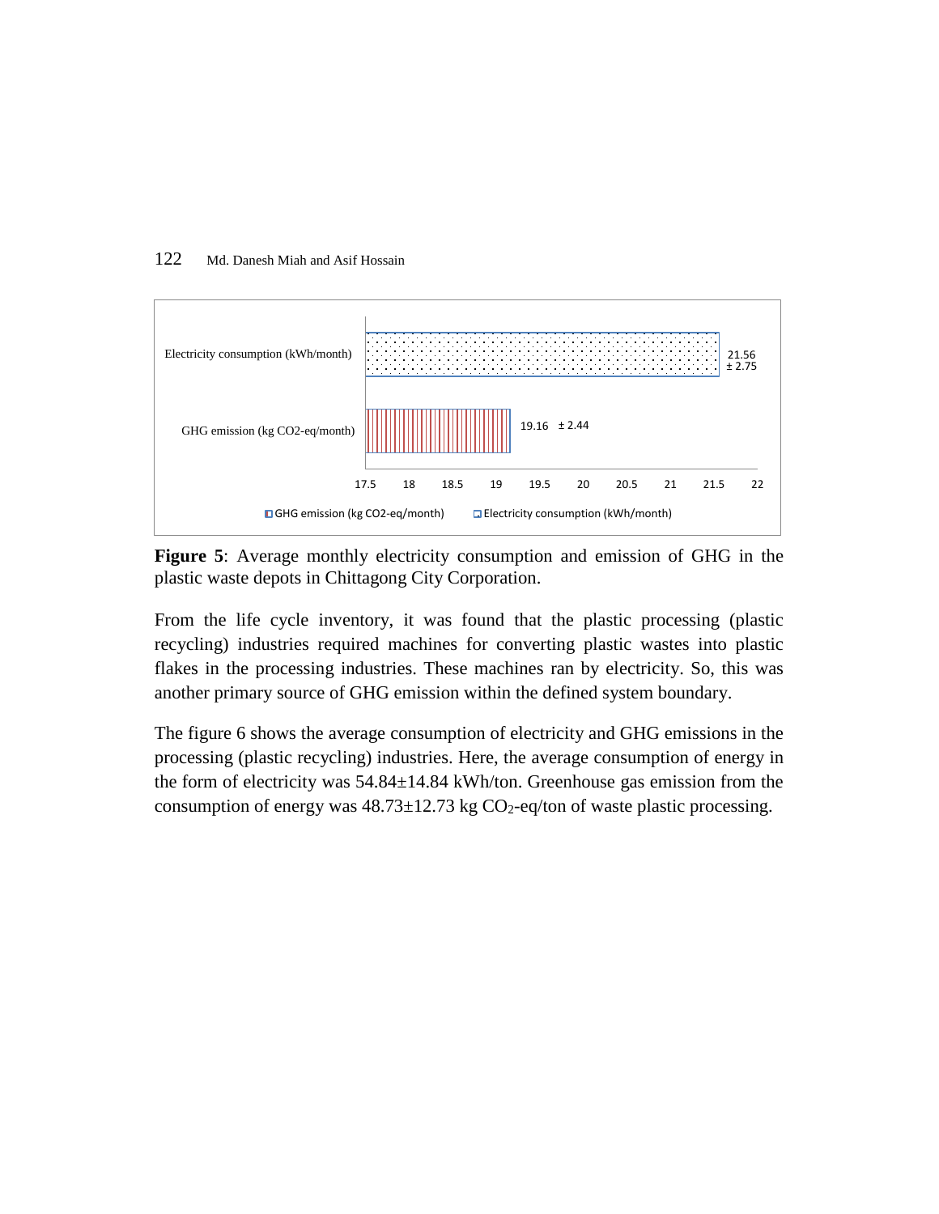Electricity consumption (kWh/month)

21.56 ± 2.75

GHG emission (kg CO2-eq/month)

19.16 ± 2.44

17.5 18 18.5 19 19.5 20 20.5 21 21.5 22

GHG emission (kg CO2-eq/month) Electricity consumption (kWh/month)

**Figure 5**: Average monthly electricity consumption and emission of GHG in the plastic waste depots in Chittagong City Corporation.

From the life cycle inventory, it was found that the plastic processing (plastic recycling) industries required machines for converting plastic wastes into plastic flakes in the processing industries. These machines ran by electricity. So, this was another primary source of GHG emission within the defined system boundary.

The figure 6 shows the average consumption of electricity and GHG emissions in the processing (plastic recycling) industries. Here, the average consumption of energy in the form of electricity was 54.84±14.84 kWh/ton. Greenhouse gas emission from the consumption of energy was 48.73±12.73 kg $CO_2$-eq/ton of waste plastic processing.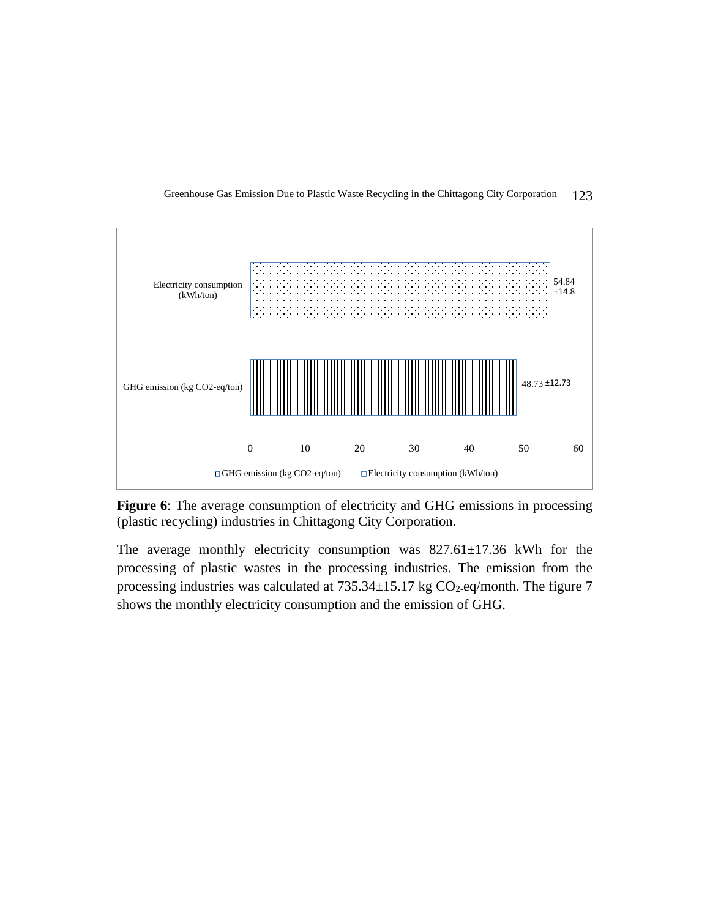Electricity consumption (kWh/ton)

54.84 ±14.8

GHG emission (kg CO2-eq/ton)

48.73 ±12.73

0 10 20 30 40 50 60

GHG emission (kg CO2-eq/ton) Electricity consumption (kWh/ton)

**Figure 6**: The average consumption of electricity and GHG emissions in processing (plastic recycling) industries in Chittagong City Corporation.

The average monthly electricity consumption was 827.61±17.36 kWh for the processing of plastic wastes in the processing industries. The emission from the processing industries was calculated at 735.34±15.17 kg $CO_2$-eq/month. The figure 7 shows the monthly electricity consumption and the emission of GHG.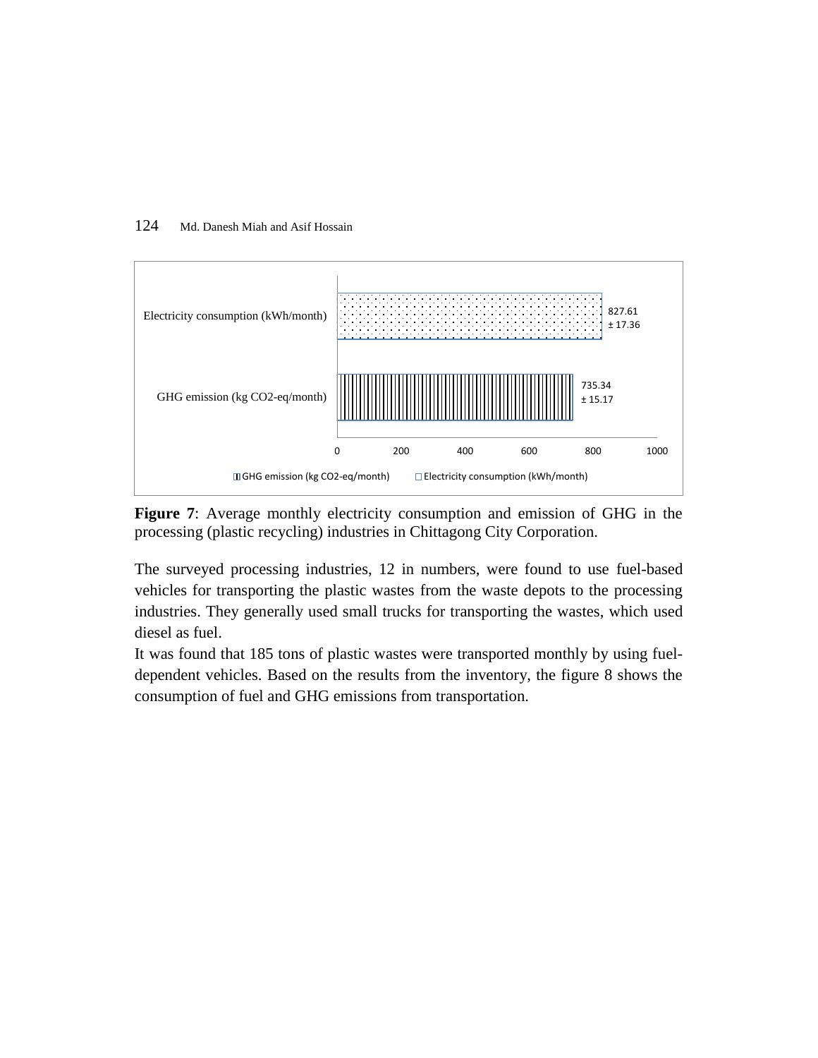Electricity consumption (kWh/month)

827.61 ± 17.36

GHG emission (kg CO2-eq/month)

735.34 ± 15.17

0 200 400 600 800 1000

GHG emission (kg CO2-eq/month) Electricity consumption (kWh/month)

**Figure 7**: Average monthly electricity consumption and emission of GHG in the processing (plastic recycling) industries in Chittagong City Corporation.

The surveyed processing industries, 12 in numbers, were found to use fuel-based vehicles for transporting the plastic wastes from the waste depots to the processing industries. They generally used small trucks for transporting the wastes, which used diesel as fuel.

It was found that 185 tons of plastic wastes were transported monthly by using fuel-dependent vehicles. Based on the results from the inventory, the figure 8 shows the consumption of fuel and GHG emissions from transportation.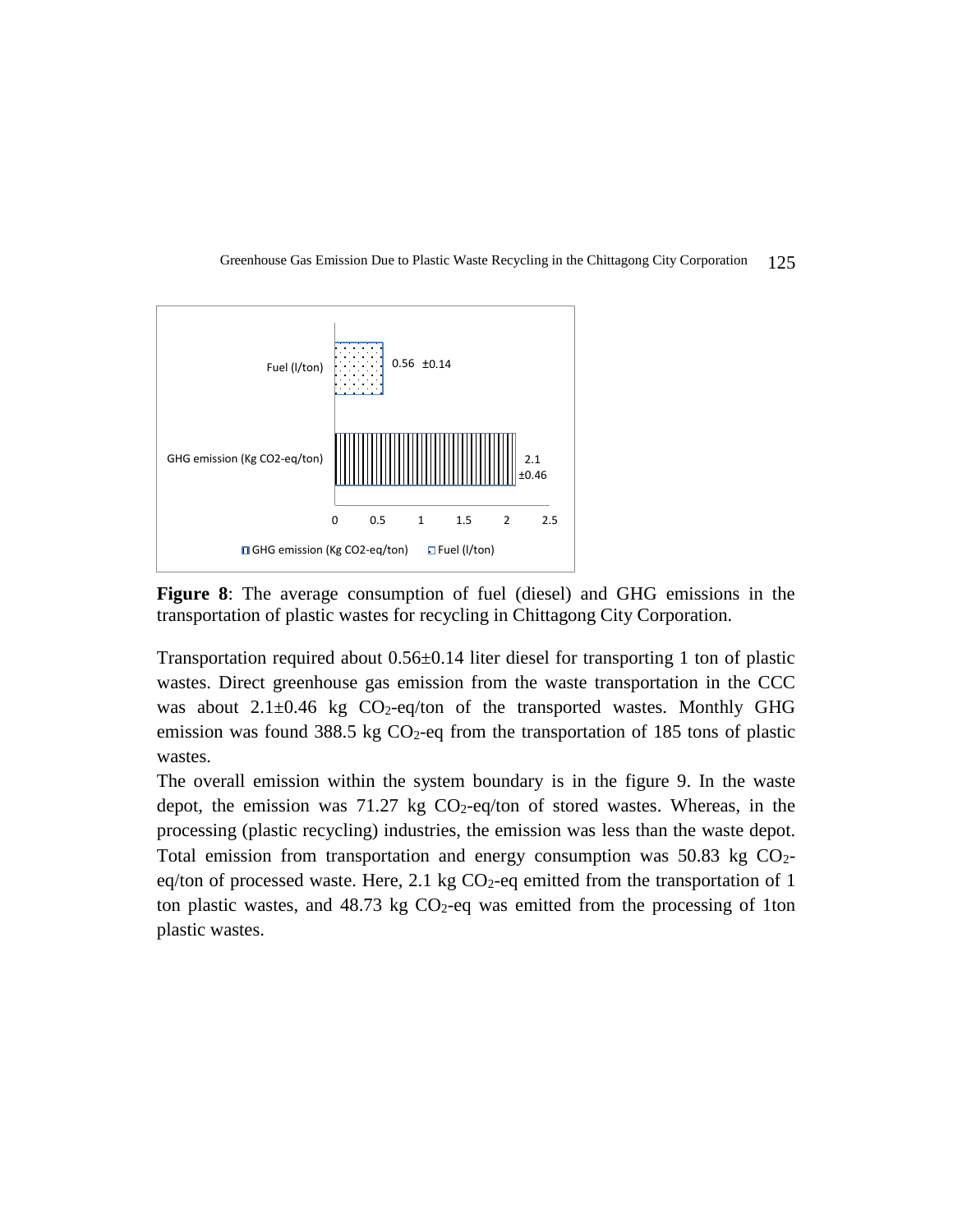**Figure 8**: The average consumption of fuel (diesel) and GHG emissions in the transportation of plastic wastes for recycling in Chittagong City Corporation.

Transportation required about 0.56±0.14 liter diesel for transporting 1 ton of plastic wastes. Direct greenhouse gas emission from the waste transportation in the CCC was about 2.1±0.46 kg $CO_2$-eq/ton of the transported wastes. Monthly GHG emission was found 388.5 kg $CO_2$-eq from the transportation of 185 tons of plastic wastes.

The overall emission within the system boundary is in the figure 9. In the waste depot, the emission was 71.27 kg $CO_2$-eq/ton of stored wastes. Whereas, in the processing (plastic recycling) industries, the emission was less than the waste depot. Total emission from transportation and energy consumption was 50.83 kg $CO_2$-eq/ton of processed waste. Here, 2.1 kg $CO_2$-eq emitted from the transportation of 1 ton plastic wastes, and 48.73 kg $CO_2$-eq was emitted from the processing of 1ton plastic wastes.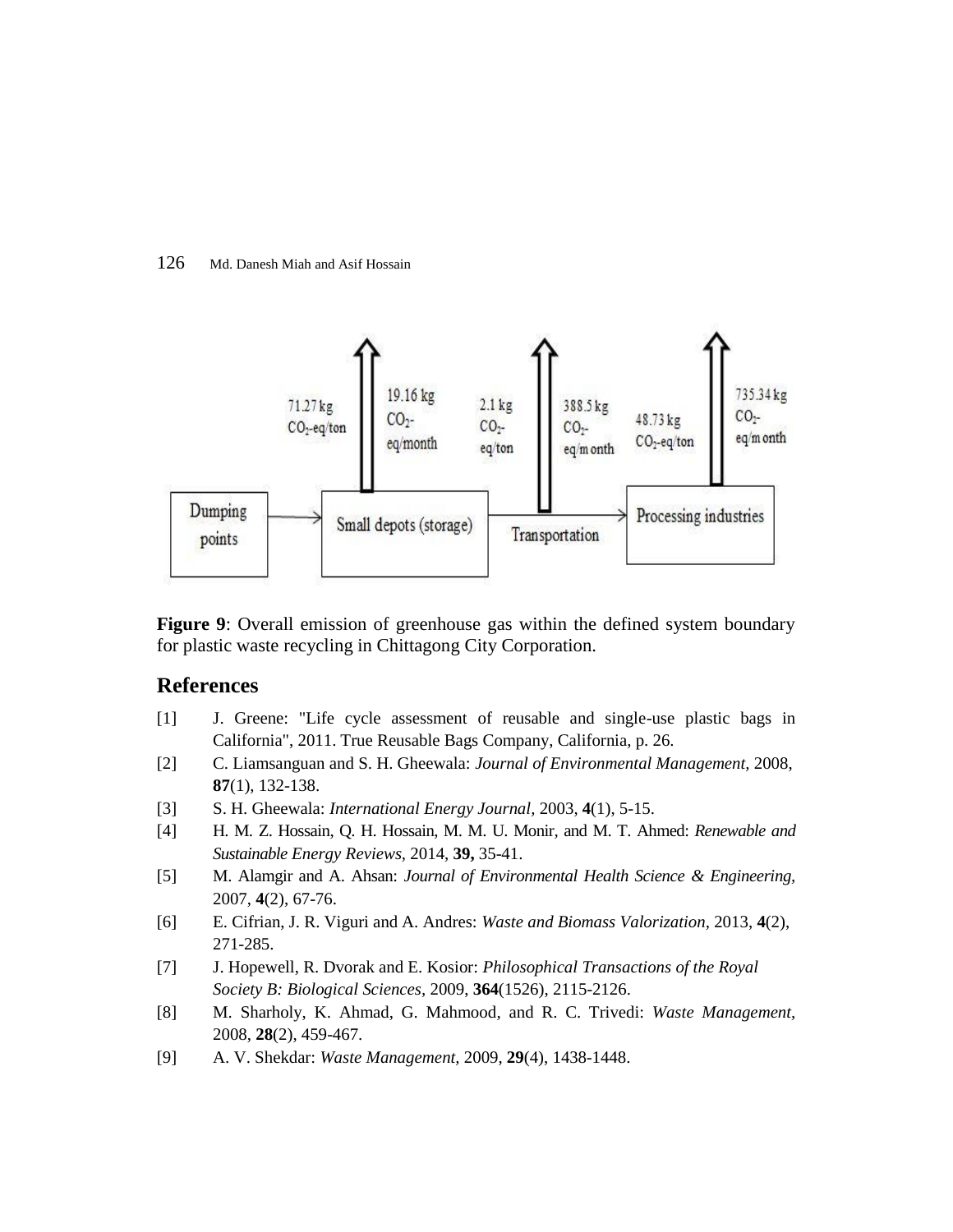Dumping points

Small depots (storage)

Transportation

Processing industries

71.27 kg $CO_2$-eq/ton

19.16 kg $CO_2$-eq/month

2.1 kg $CO_2$-eq/ton

388.5 kg $CO_2$-eq/month

48.73 kg $CO_2$-eq/ton

735.34 kg $CO_2$-eq/month

**Figure 9**: Overall emission of greenhouse gas within the defined system boundary for plastic waste recycling in Chittagong City Corporation.

## References

[1] J. Greene: "Life cycle assessment of reusable and single-use plastic bags in California", 2011. True Reusable Bags Company, California, p. 26.

[2] C. Liamsanguan and S. H. Gheewala: *Journal of Environmental Management*, 2008, **87**(1), 132-138.

[3] S. H. Gheewala: *International Energy Journal*, 2003, **4**(1), 5-15.

[4] H. M. Z. Hossain, Q. H. Hossain, M. M. U. Monir, and M. T. Ahmed: *Renewable and Sustainable Energy Reviews*, 2014, **39,** 35-41.

[5] M. Alamgir and A. Ahsan: *Journal of Environmental Health Science & Engineering*, 2007, **4**(2), 67-76.

[6] E. Cifrian, J. R. Viguri and A. Andres: *Waste and Biomass Valorization*, 2013, **4**(2), 271-285.

[7] J. Hopewell, R. Dvorak and E. Kosior: *Philosophical Transactions of the Royal Society B: Biological Sciences*, 2009, **364**(1526), 2115-2126.

[8] M. Sharholy, K. Ahmad, G. Mahmood, and R. C. Trivedi: *Waste Management*, 2008, **28**(2), 459-467.

[9] A. V. Shekdar: *Waste Management*, 2009, **29**(4), 1438-1448.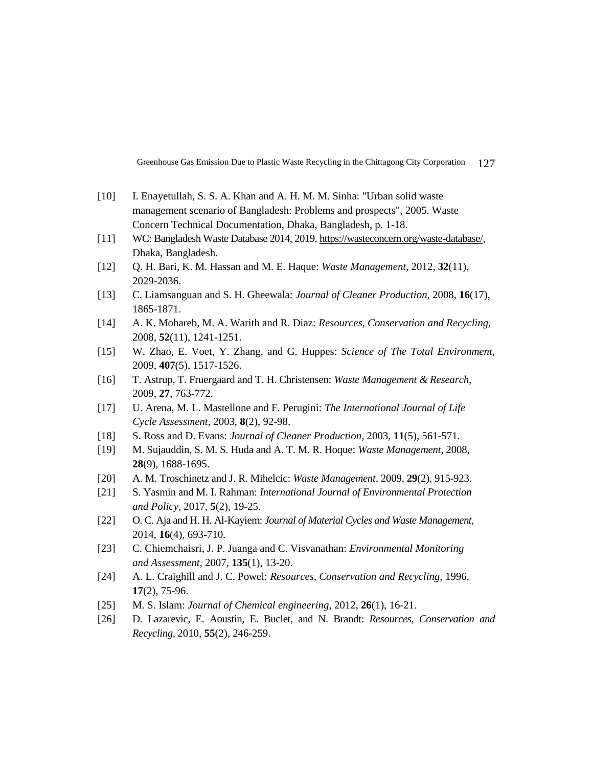[10] I. Enayetullah, S. S. A. Khan and A. H. M. M. Sinha: "Urban solid waste management scenario of Bangladesh: Problems and prospects", 2005. Waste Concern Technical Documentation, Dhaka, Bangladesh, p. 1-18.

[11] WC: Bangladesh Waste Database 2014, 2019. https://wasteconcern.org/waste-database/, Dhaka, Bangladesh.

[12] Q. H. Bari, K. M. Hassan and M. E. Haque: *Waste Management*, 2012, **32**(11), 2029-2036.

[13] C. Liamsanguan and S. H. Gheewala: *Journal of Cleaner Production*, 2008, **16**(17), 1865-1871.

[14] A. K. Mohareb, M. A. Warith and R. Diaz: *Resources, Conservation and Recycling*, 2008, **52**(11), 1241-1251.

[15] W. Zhao, E. Voet, Y. Zhang, and G. Huppes: *Science of The Total Environment*, 2009, **407**(5), 1517-1526.

[16] T. Astrup, T. Fruergaard and T. H. Christensen: *Waste Management & Research*, 2009, **27**, 763-772.

[17] U. Arena, M. L. Mastellone and F. Perugini: *The International Journal of Life Cycle Assessment*, 2003, **8**(2), 92-98.

[18] S. Ross and D. Evans: *Journal of Cleaner Production*, 2003, **11**(5), 561-571.

[19] M. Sujauddin, S. M. S. Huda and A. T. M. R. Hoque: *Waste Management*, 2008, **28**(9), 1688-1695.

[20] A. M. Troschinetz and J. R. Mihelcic: *Waste Management*, 2009, **29**(2), 915-923.

[21] S. Yasmin and M. I. Rahman: *International Journal of Environmental Protection and Policy*, 2017, **5**(2), 19-25.

[22] O. C. Aja and H. H. Al-Kayiem: *Journal of Material Cycles and Waste Management*, 2014, **16**(4), 693-710.

[23] C. Chiemchaisri, J. P. Juanga and C. Visvanathan: *Environmental Monitoring and Assessment*, 2007, **135**(1), 13-20.

[24] A. L. Craighill and J. C. Powel: *Resources, Conservation and Recycling*, 1996, **17**(2), 75-96.

[25] M. S. Islam: *Journal of Chemical engineering*, 2012, **26**(1), 16-21.

[26] D. Lazarevic, E. Aoustin, E. Buclet, and N. Brandt: *Resources, Conservation and Recycling*, 2010, **55**(2), 246-259.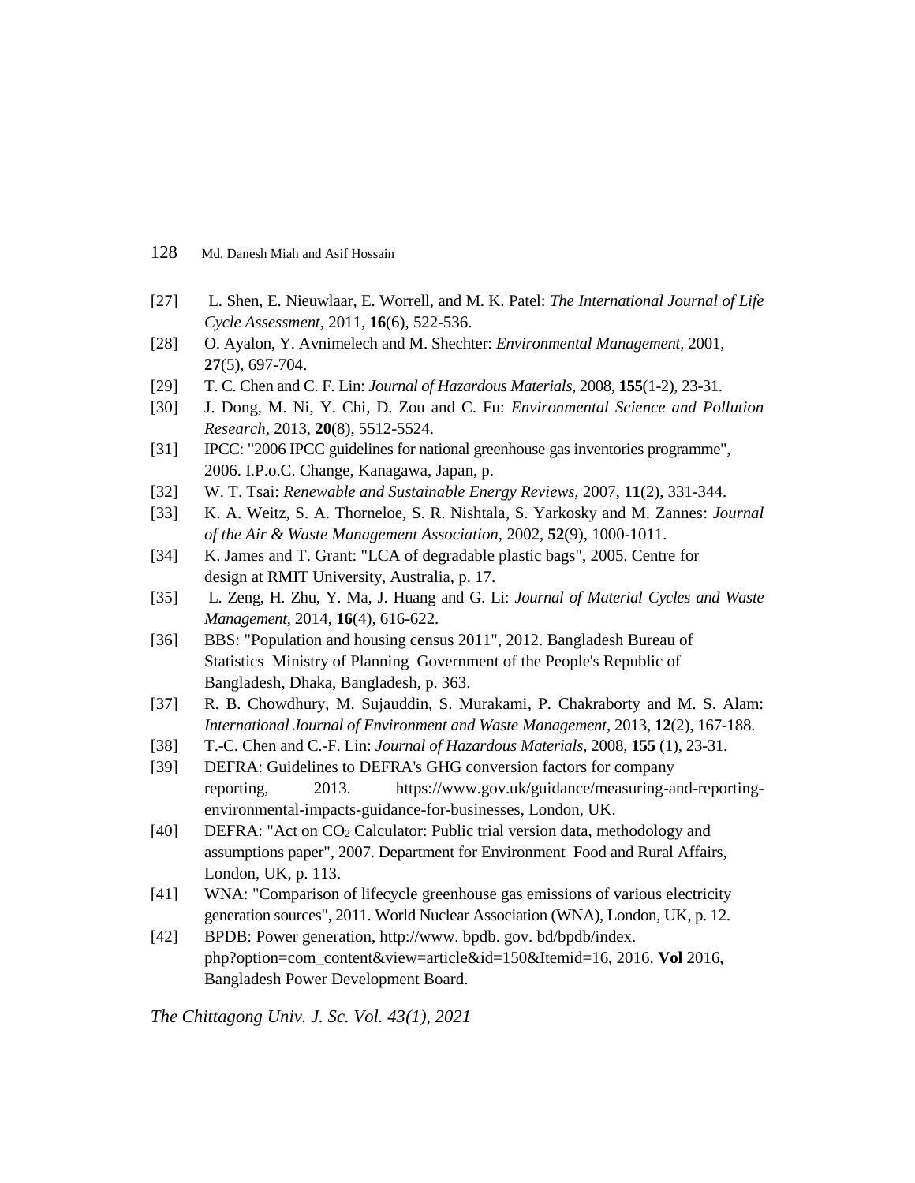[27] L. Shen, E. Nieuwlaar, E. Worrell, and M. K. Patel: *The International Journal of Life Cycle Assessment*, 2011, **16**(6), 522-536.

[28] O. Ayalon, Y. Avnimelech and M. Shechter: *Environmental Management*, 2001, **27**(5), 697-704.

[29] T. C. Chen and C. F. Lin: *Journal of Hazardous Materials*, 2008, **155**(1-2), 23-31.

[30] J. Dong, M. Ni, Y. Chi, D. Zou and C. Fu: *Environmental Science and Pollution Research*, 2013, **20**(8), 5512-5524.

[31] IPCC: "2006 IPCC guidelines for national greenhouse gas inventories programme", 2006. I.P.o.C. Change, Kanagawa, Japan, p.

[32] W. T. Tsai: *Renewable and Sustainable Energy Reviews*, 2007, **11**(2), 331-344.

[33] K. A. Weitz, S. A. Thorneloe, S. R. Nishtala, S. Yarkosky and M. Zannes: *Journal of the Air & Waste Management Association*, 2002, **52**(9), 1000-1011.

[34] K. James and T. Grant: "LCA of degradable plastic bags", 2005. Centre for design at RMIT University, Australia, p. 17.

[35] L. Zeng, H. Zhu, Y. Ma, J. Huang and G. Li: *Journal of Material Cycles and Waste Management*, 2014, **16**(4), 616-622.

[36] BBS: "Population and housing census 2011", 2012. Bangladesh Bureau of Statistics Ministry of Planning Government of the People's Republic of Bangladesh, Dhaka, Bangladesh, p. 363.

[37] R. B. Chowdhury, M. Sujauddin, S. Murakami, P. Chakraborty and M. S. Alam: *International Journal of Environment and Waste Management*, 2013, **12**(2), 167-188.

[38] T.-C. Chen and C.-F. Lin: *Journal of Hazardous Materials*, 2008, **155** (1), 23-31.

[39] DEFRA: Guidelines to DEFRA's GHG conversion factors for company reporting, 2013. https://www.gov.uk/guidance/measuring-and-reporting-environmental-impacts-guidance-for-businesses, London, UK.

[40] DEFRA: "Act on $CO_2$ Calculator: Public trial version data, methodology and assumptions paper", 2007. Department for Environment Food and Rural Affairs, London, UK, p. 113.

[41] WNA: "Comparison of lifecycle greenhouse gas emissions of various electricity generation sources", 2011. World Nuclear Association (WNA), London, UK, p. 12.

[42] BPDB: Power generation, http://www. bpdb. gov. bd/bpdb/index. php?option=com_content&view=article&id=150&Itemid=16, 2016. **Vol** 2016, Bangladesh Power Development Board.